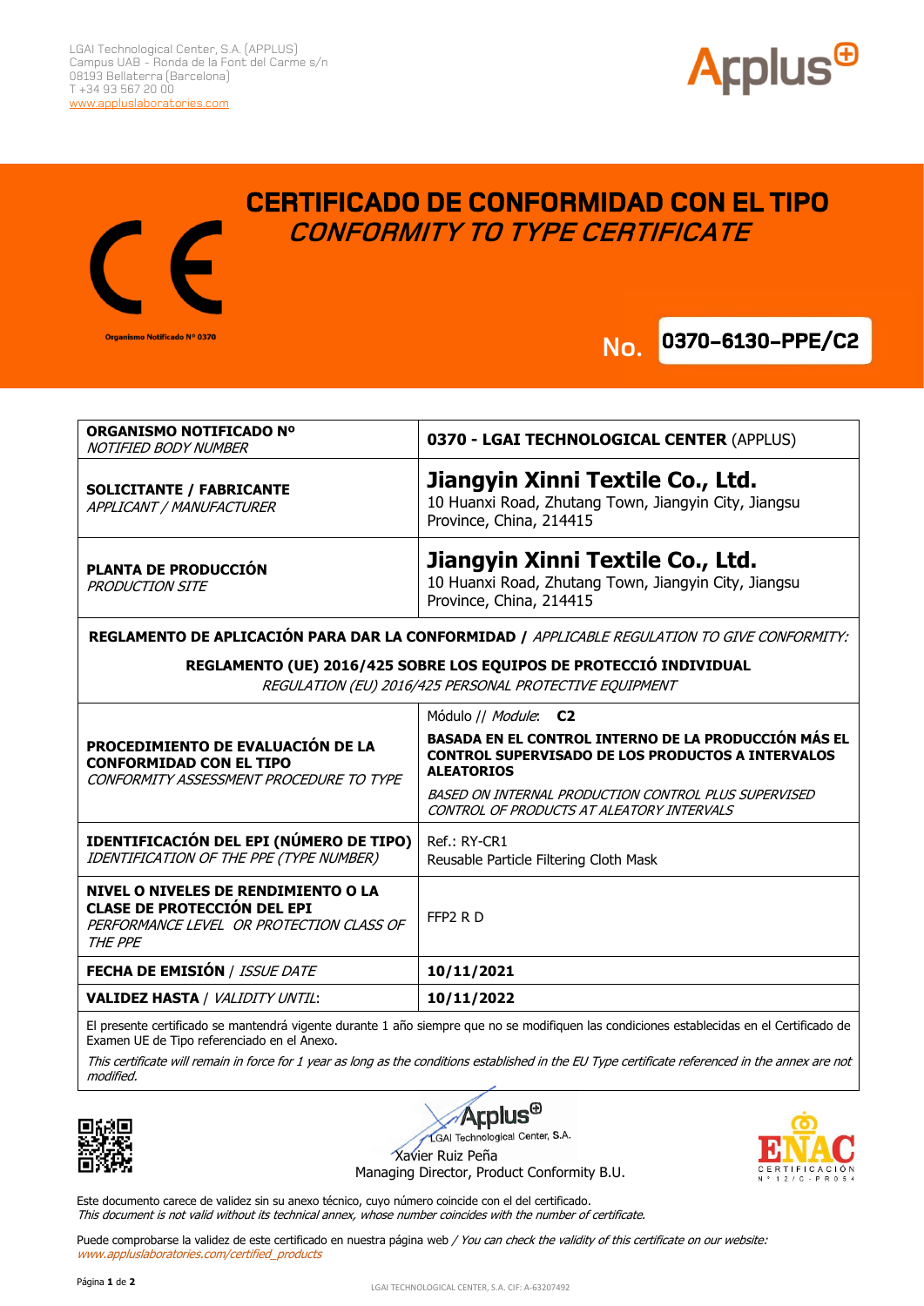LGAI Technological Center, S.A. (APPLUS)
Campus UAB - Ronda de la Font del Carme s/n
08193 Bellaterra (Barcelona)
T +34 93 567 20 00
www.appluslaboratories.com

Organismo Notificado Nº 0370

# CERTIFICADO DE CONFORMIDAD CON EL TIPO

## *CONFORMITY TO TYPE CERTIFICATE*

**No. 0370-6130-PPE/C2**

| | |
|---|---|
| **ORGANISMO NOTIFICADO Nº** *NOTIFIED BODY NUMBER* | **0370 - LGAI TECHNOLOGICAL CENTER** (APPLUS) |
| **SOLICITANTE / FABRICANTE** *APPLICANT / MANUFACTURER* | **Jiangyin Xinni Textile Co., Ltd.** 10 Huanxi Road, Zhutang Town, Jiangyin City, Jiangsu Province, China, 214415 |
| **PLANTA DE PRODUCCIÓN** *PRODUCTION SITE* | **Jiangyin Xinni Textile Co., Ltd.** 10 Huanxi Road, Zhutang Town, Jiangyin City, Jiangsu Province, China, 214415 |
| **REGLAMENTO DE APLICACIÓN PARA DAR LA CONFORMIDAD /** *APPLICABLE REGULATION TO GIVE CONFORMITY:* **REGLAMENTO (UE) 2016/425 SOBRE LOS EQUIPOS DE PROTECCIÓ INDIVIDUAL** *REGULATION (EU) 2016/425 PERSONAL PROTECTIVE EQUIPMENT* | |
| **PROCEDIMIENTO DE EVALUACIÓN DE LA CONFORMIDAD CON EL TIPO** *CONFORMITY ASSESSMENT PROCEDURE TO TYPE* | Módulo // *Module*: **C2** **BASADA EN EL CONTROL INTERNO DE LA PRODUCCIÓN MÁS EL CONTROL SUPERVISADO DE LOS PRODUCTOS A INTERVALOS ALEATORIOS** *BASED ON INTERNAL PRODUCTION CONTROL PLUS SUPERVISED CONTROL OF PRODUCTS AT ALEATORY INTERVALS* |
| **IDENTIFICACIÓN DEL EPI (NÚMERO DE TIPO)** *IDENTIFICATION OF THE PPE (TYPE NUMBER)* | Ref.: RY-CR1 Reusable Particle Filtering Cloth Mask |
| **NIVEL O NIVELES DE RENDIMIENTO O LA CLASE DE PROTECCIÓN DEL EPI** *PERFORMANCE LEVEL OR PROTECTION CLASS OF THE PPE* | FFP2 R D |
| **FECHA DE EMISIÓN** / *ISSUE DATE* | **10/11/2021** |
| **VALIDEZ HASTA** / *VALIDITY UNTIL*: | **10/11/2022** |

El presente certificado se mantendrá vigente durante 1 año siempre que no se modifiquen las condiciones establecidas en el Certificado de Examen UE de Tipo referenciado en el Anexo.

*This certificate will remain in force for 1 year as long as the conditions established in the EU Type certificate referenced in the annex are not modified.*

Applus LGAI Technological Center, S.A.
Xavier Ruiz Peña
Managing Director, Product Conformity B.U.

ENAC CERTIFICACIÓN Nº 12/C-PR054

Este documento carece de validez sin su anexo técnico, cuyo número coincide con el del certificado.
*This document is not valid without its technical annex, whose number coincides with the number of certificate.*

Puede comprobarse la validez de este certificado en nuestra página web / *You can check the validity of this certificate on our website:* *www.appluslaboratories.com/certified_products*

LGAI TECHNOLOGICAL CENTER, S.A. CIF: A-63207492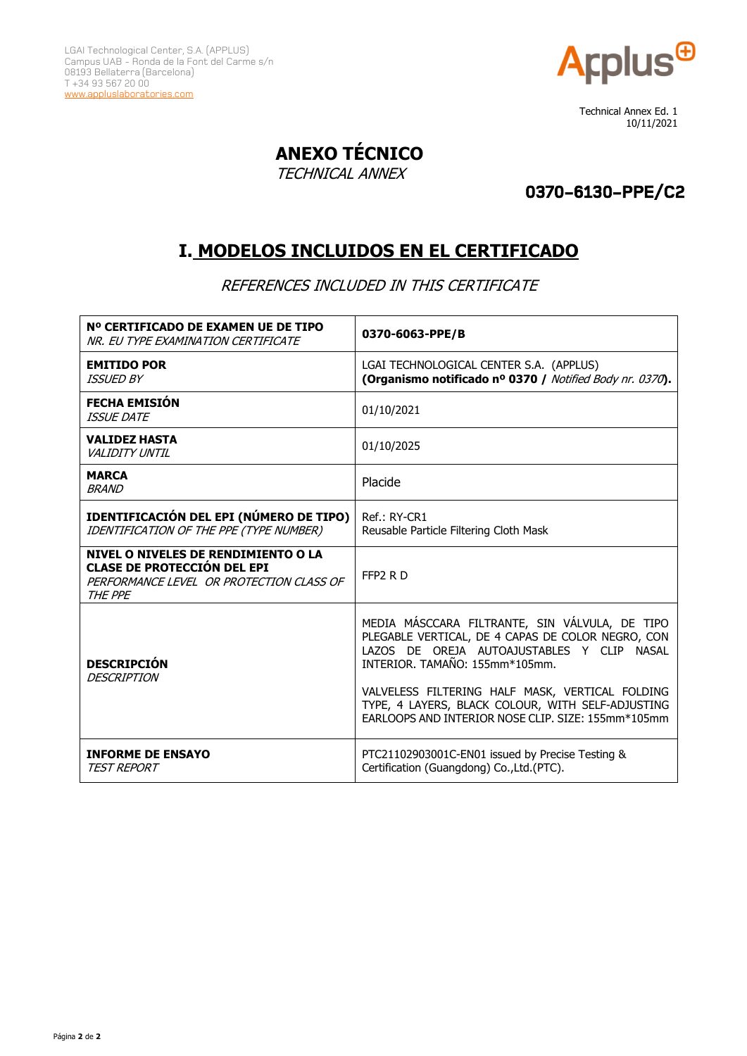LGAI Technological Center, S.A. (APPLUS)
Campus UAB - Ronda de la Font del Carme s/n
08193 Bellaterra (Barcelona)
T +34 93 567 20 00
www.appluslaboratories.com

Technical Annex Ed. 1
10/11/2021

# ANEXO TÉCNICO
*TECHNICAL ANNEX*

**0370-6130-PPE/C2**

## I. MODELOS INCLUIDOS EN EL CERTIFICADO

*REFERENCES INCLUDED IN THIS CERTIFICATE*

| | |
|---|---|
| **Nº CERTIFICADO DE EXAMEN UE DE TIPO** *NR. EU TYPE EXAMINATION CERTIFICATE* | **0370-6063-PPE/B** |
| **EMITIDO POR** *ISSUED BY* | LGAI TECHNOLOGICAL CENTER S.A. (APPLUS) **(Organismo notificado nº 0370 /** *Notified Body nr. 0370***).** |
| **FECHA EMISIÓN** *ISSUE DATE* | 01/10/2021 |
| **VALIDEZ HASTA** *VALIDITY UNTIL* | 01/10/2025 |
| **MARCA** *BRAND* | Placide |
| **IDENTIFICACIÓN DEL EPI (NÚMERO DE TIPO)** *IDENTIFICATION OF THE PPE (TYPE NUMBER)* | Ref.: RY-CR1<br>Reusable Particle Filtering Cloth Mask |
| **NIVEL O NIVELES DE RENDIMIENTO O LA CLASE DE PROTECCIÓN DEL EPI** *PERFORMANCE LEVEL OR PROTECTION CLASS OF THE PPE* | FFP2 R D |
| **DESCRIPCIÓN** *DESCRIPTION* | MEDIA MÁSCCARA FILTRANTE, SIN VÁLVULA, DE TIPO PLEGABLE VERTICAL, DE 4 CAPAS DE COLOR NEGRO, CON LAZOS DE OREJA AUTOAJUSTABLES Y CLIP NASAL INTERIOR. TAMAÑO: 155mm*105mm.<br><br>VALVELESS FILTERING HALF MASK, VERTICAL FOLDING TYPE, 4 LAYERS, BLACK COLOUR, WITH SELF-ADJUSTING EARLOOPS AND INTERIOR NOSE CLIP. SIZE: 155mm*105mm |
| **INFORME DE ENSAYO** *TEST REPORT* | PTC21102903001C-EN01 issued by Precise Testing & Certification (Guangdong) Co.,Ltd.(PTC). |